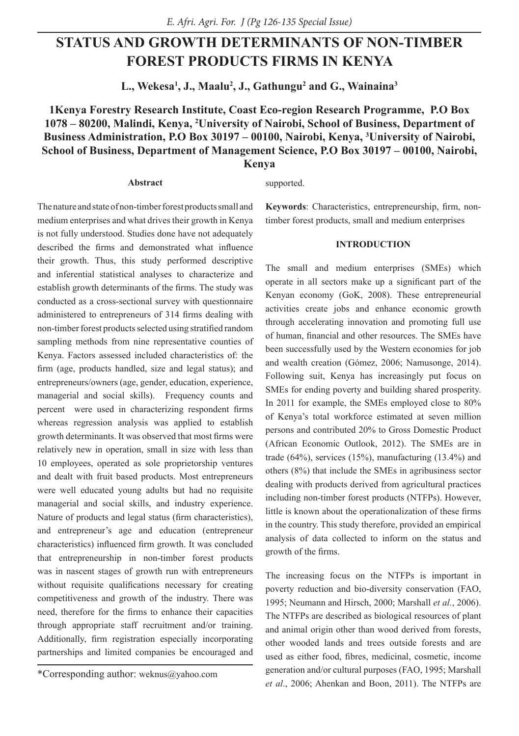# STATUS AND GROWTH DETERMINANTS OF NON-TIMBER FOREST PRODUCTS FIRMS IN KENYA

**L., Wekesa[1], J., Maalu[2], J., Gathungu[2] and G., Wainaina[3]**

**1Kenya Forestry Research Institute, Coast Eco-region Research Programme, P.O Box 1078 – 80200, Malindi, Kenya, [2]University of Nairobi, School of Business, Department of Business Administration, P.O Box 30197 – 00100, Nairobi, Kenya, [3]University of Nairobi, School of Business, Department of Management Science, P.O Box 30197 – 00100, Nairobi, Kenya**

#### Abstract

The nature and state of non-timber forest products small and medium enterprises and what drives their growth in Kenya is not fully understood. Studies done have not adequately described the firms and demonstrated what influence their growth. Thus, this study performed descriptive and inferential statistical analyses to characterize and establish growth determinants of the firms. The study was conducted as a cross-sectional survey with questionnaire administered to entrepreneurs of 314 firms dealing with non-timber forest products selected using stratified random sampling methods from nine representative counties of Kenya. Factors assessed included characteristics of: the firm (age, products handled, size and legal status); and entrepreneurs/owners (age, gender, education, experience, managerial and social skills). Frequency counts and percent were used in characterizing respondent firms whereas regression analysis was applied to establish growth determinants. It was observed that most firms were relatively new in operation, small in size with less than 10 employees, operated as sole proprietorship ventures and dealt with fruit based products. Most entrepreneurs were well educated young adults but had no requisite managerial and social skills, and industry experience. Nature of products and legal status (firm characteristics), and entrepreneur's age and education (entrepreneur characteristics) influenced firm growth. It was concluded that entrepreneurship in non-timber forest products was in nascent stages of growth run with entrepreneurs without requisite qualifications necessary for creating competitiveness and growth of the industry. There was need, therefore for the firms to enhance their capacities through appropriate staff recruitment and/or training. Additionally, firm registration especially incorporating partnerships and limited companies be encouraged and supported.

**Keywords**: Characteristics, entrepreneurship, firm, non-timber forest products, small and medium enterprises

\*Corresponding author: weknus@yahoo.com

#### INTRODUCTION

The small and medium enterprises (SMEs) which operate in all sectors make up a significant part of the Kenyan economy (GoK, 2008). These entrepreneurial activities create jobs and enhance economic growth through accelerating innovation and promoting full use of human, financial and other resources. The SMEs have been successfully used by the Western economies for job and wealth creation (Gómez, 2006; Namusonge, 2014). Following suit, Kenya has increasingly put focus on SMEs for ending poverty and building shared prosperity. In 2011 for example, the SMEs employed close to 80% of Kenya's total workforce estimated at seven million persons and contributed 20% to Gross Domestic Product (African Economic Outlook, 2012). The SMEs are in trade (64%), services (15%), manufacturing (13.4%) and others (8%) that include the SMEs in agribusiness sector dealing with products derived from agricultural practices including non-timber forest products (NTFPs). However, little is known about the operationalization of these firms in the country. This study therefore, provided an empirical analysis of data collected to inform on the status and growth of the firms.

The increasing focus on the NTFPs is important in poverty reduction and bio-diversity conservation (FAO, 1995; Neumann and Hirsch, 2000; Marshall *et al.*, 2006). The NTFPs are described as biological resources of plant and animal origin other than wood derived from forests, other wooded lands and trees outside forests and are used as either food, fibres, medicinal, cosmetic, income generation and/or cultural purposes (FAO, 1995; Marshall *et al*., 2006; Ahenkan and Boon, 2011). The NTFPs are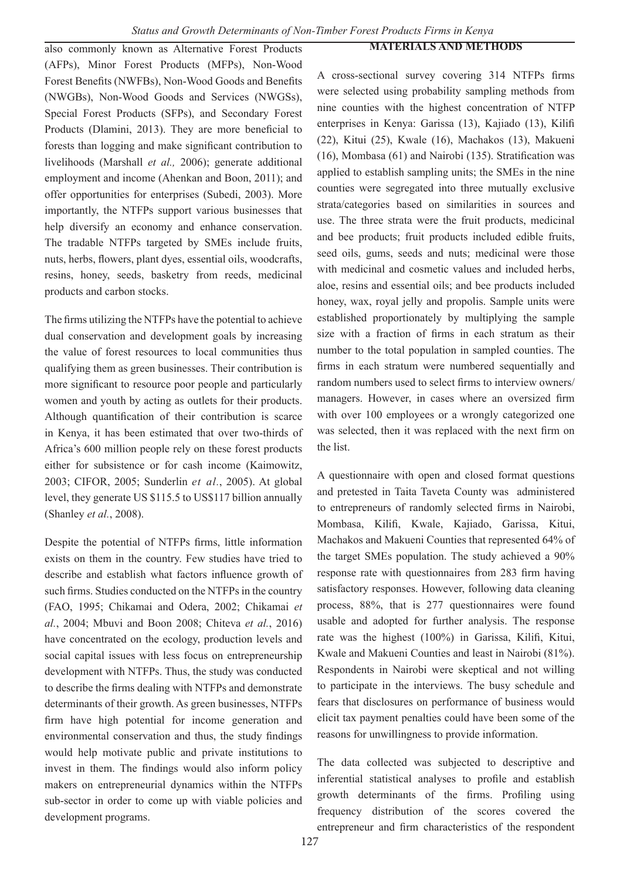also commonly known as Alternative Forest Products (AFPs), Minor Forest Products (MFPs), Non-Wood Forest Benefits (NWFBs), Non-Wood Goods and Benefits (NWGBs), Non-Wood Goods and Services (NWGSs), Special Forest Products (SFPs), and Secondary Forest Products (Dlamini, 2013). They are more beneficial to forests than logging and make significant contribution to livelihoods (Marshall *et al.,* 2006); generate additional employment and income (Ahenkan and Boon, 2011); and offer opportunities for enterprises (Subedi, 2003). More importantly, the NTFPs support various businesses that help diversify an economy and enhance conservation. The tradable NTFPs targeted by SMEs include fruits, nuts, herbs, flowers, plant dyes, essential oils, woodcrafts, resins, honey, seeds, basketry from reeds, medicinal products and carbon stocks.

The firms utilizing the NTFPs have the potential to achieve dual conservation and development goals by increasing the value of forest resources to local communities thus qualifying them as green businesses. Their contribution is more significant to resource poor people and particularly women and youth by acting as outlets for their products. Although quantification of their contribution is scarce in Kenya, it has been estimated that over two-thirds of Africa's 600 million people rely on these forest products either for subsistence or for cash income (Kaimowitz, 2003; CIFOR, 2005; Sunderlin *et al*., 2005). At global level, they generate US $115.5 to US$117 billion annually (Shanley *et al.*, 2008).

Despite the potential of NTFPs firms, little information exists on them in the country. Few studies have tried to describe and establish what factors influence growth of such firms. Studies conducted on the NTFPs in the country (FAO, 1995; Chikamai and Odera, 2002; Chikamai *et al.*, 2004; Mbuvi and Boon 2008; Chiteva *et al.*, 2016) have concentrated on the ecology, production levels and social capital issues with less focus on entrepreneurship development with NTFPs. Thus, the study was conducted to describe the firms dealing with NTFPs and demonstrate determinants of their growth. As green businesses, NTFPs firm have high potential for income generation and environmental conservation and thus, the study findings would help motivate public and private institutions to invest in them. The findings would also inform policy makers on entrepreneurial dynamics within the NTFPs sub-sector in order to come up with viable policies and development programs.

## MATERIALS AND METHODS

A cross-sectional survey covering 314 NTFPs firms were selected using probability sampling methods from nine counties with the highest concentration of NTFP enterprises in Kenya: Garissa (13), Kajiado (13), Kilifi (22), Kitui (25), Kwale (16), Machakos (13), Makueni (16), Mombasa (61) and Nairobi (135). Stratification was applied to establish sampling units; the SMEs in the nine counties were segregated into three mutually exclusive strata/categories based on similarities in sources and use. The three strata were the fruit products, medicinal and bee products; fruit products included edible fruits, seed oils, gums, seeds and nuts; medicinal were those with medicinal and cosmetic values and included herbs, aloe, resins and essential oils; and bee products included honey, wax, royal jelly and propolis. Sample units were established proportionately by multiplying the sample size with a fraction of firms in each stratum as their number to the total population in sampled counties. The firms in each stratum were numbered sequentially and random numbers used to select firms to interview owners/managers. However, in cases where an oversized firm with over 100 employees or a wrongly categorized one was selected, then it was replaced with the next firm on the list.

A questionnaire with open and closed format questions and pretested in Taita Taveta County was administered to entrepreneurs of randomly selected firms in Nairobi, Mombasa, Kilifi, Kwale, Kajiado, Garissa, Kitui, Machakos and Makueni Counties that represented 64% of the target SMEs population. The study achieved a 90% response rate with questionnaires from 283 firm having satisfactory responses. However, following data cleaning process, 88%, that is 277 questionnaires were found usable and adopted for further analysis. The response rate was the highest (100%) in Garissa, Kilifi, Kitui, Kwale and Makueni Counties and least in Nairobi (81%). Respondents in Nairobi were skeptical and not willing to participate in the interviews. The busy schedule and fears that disclosures on performance of business would elicit tax payment penalties could have been some of the reasons for unwillingness to provide information.

The data collected was subjected to descriptive and inferential statistical analyses to profile and establish growth determinants of the firms. Profiling using frequency distribution of the scores covered the entrepreneur and firm characteristics of the respondent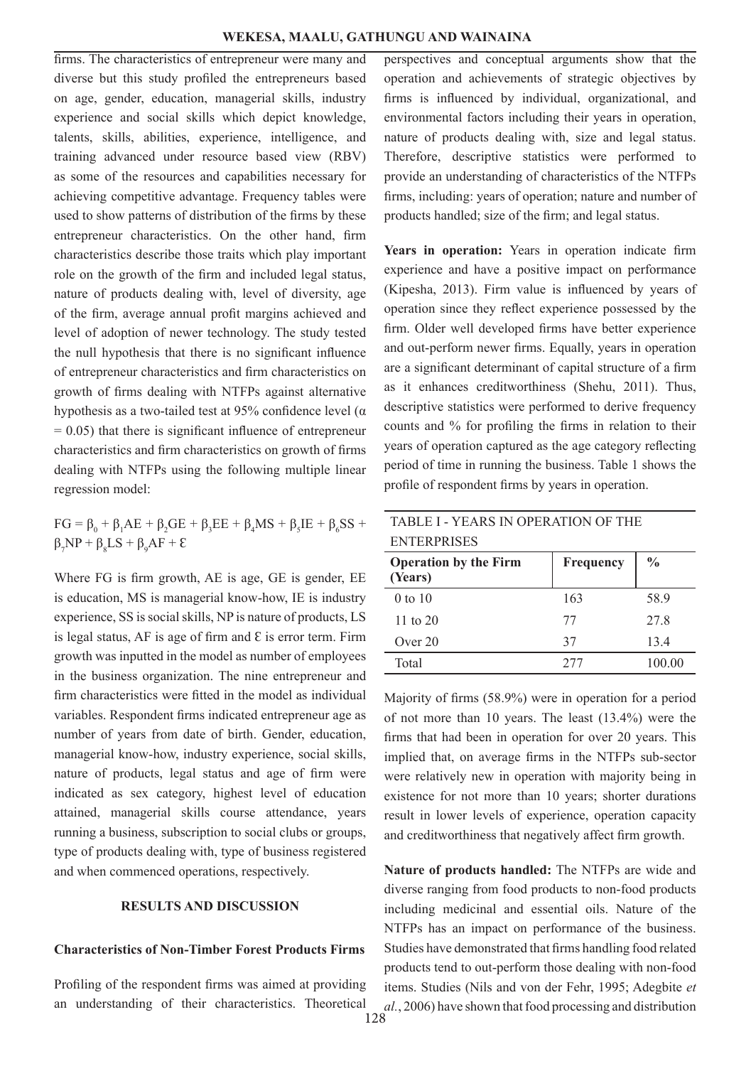firms. The characteristics of entrepreneur were many and diverse but this study profiled the entrepreneurs based on age, gender, education, managerial skills, industry experience and social skills which depict knowledge, talents, skills, abilities, experience, intelligence, and training advanced under resource based view (RBV) as some of the resources and capabilities necessary for achieving competitive advantage. Frequency tables were used to show patterns of distribution of the firms by these entrepreneur characteristics. On the other hand, firm characteristics describe those traits which play important role on the growth of the firm and included legal status, nature of products dealing with, level of diversity, age of the firm, average annual profit margins achieved and level of adoption of newer technology. The study tested the null hypothesis that there is no significant influence of entrepreneur characteristics and firm characteristics on growth of firms dealing with NTFPs against alternative hypothesis as a two-tailed test at 95% confidence level ($\alpha = 0.05$) that there is significant influence of entrepreneur characteristics and firm characteristics on growth of firms dealing with NTFPs using the following multiple linear regression model:

$$FG = \beta_0 + \beta_1 AE + \beta_2 GE + \beta_3 EE + \beta_4 MS + \beta_5 IE + \beta_6 SS + \beta_7 NP + \beta_8 LS + \beta_9 AF + \mathcal{E}$$

Where FG is firm growth, AE is age, GE is gender, EE is education, MS is managerial know-how, IE is industry experience, SS is social skills, NP is nature of products, LS is legal status, AF is age of firm and $\mathcal{E}$ is error term. Firm growth was inputted in the model as number of employees in the business organization. The nine entrepreneur and firm characteristics were fitted in the model as individual variables. Respondent firms indicated entrepreneur age as number of years from date of birth. Gender, education, managerial know-how, industry experience, social skills, nature of products, legal status and age of firm were indicated as sex category, highest level of education attained, managerial skills course attendance, years running a business, subscription to social clubs or groups, type of products dealing with, type of business registered and when commenced operations, respectively.

## RESULTS AND DISCUSSION

### Characteristics of Non-Timber Forest Products Firms

Profiling of the respondent firms was aimed at providing an understanding of their characteristics. Theoretical perspectives and conceptual arguments show that the operation and achievements of strategic objectives by firms is influenced by individual, organizational, and environmental factors including their years in operation, nature of products dealing with, size and legal status. Therefore, descriptive statistics were performed to provide an understanding of characteristics of the NTFPs firms, including: years of operation; nature and number of products handled; size of the firm; and legal status.

**Years in operation:** Years in operation indicate firm experience and have a positive impact on performance (Kipesha, 2013). Firm value is influenced by years of operation since they reflect experience possessed by the firm. Older well developed firms have better experience and out-perform newer firms. Equally, years in operation are a significant determinant of capital structure of a firm as it enhances creditworthiness (Shehu, 2011). Thus, descriptive statistics were performed to derive frequency counts and % for profiling the firms in relation to their years of operation captured as the age category reflecting period of time in running the business. Table 1 shows the profile of respondent firms by years in operation.

TABLE I - YEARS IN OPERATION OF THE ENTERPRISES

| Operation by the Firm (Years) | Frequency | % |
|---|---|---|
| 0 to 10 | 163 | 58.9 |
| 11 to 20 | 77 | 27.8 |
| Over 20 | 37 | 13.4 |
| Total | 277 | 100.00 |

Majority of firms (58.9%) were in operation for a period of not more than 10 years. The least (13.4%) were the firms that had been in operation for over 20 years. This implied that, on average firms in the NTFPs sub-sector were relatively new in operation with majority being in existence for not more than 10 years; shorter durations result in lower levels of experience, operation capacity and creditworthiness that negatively affect firm growth.

**Nature of products handled:** The NTFPs are wide and diverse ranging from food products to non-food products including medicinal and essential oils. Nature of the NTFPs has an impact on performance of the business. Studies have demonstrated that firms handling food related products tend to out-perform those dealing with non-food items. Studies (Nils and von der Fehr, 1995; Adegbite *et al.*, 2006) have shown that food processing and distribution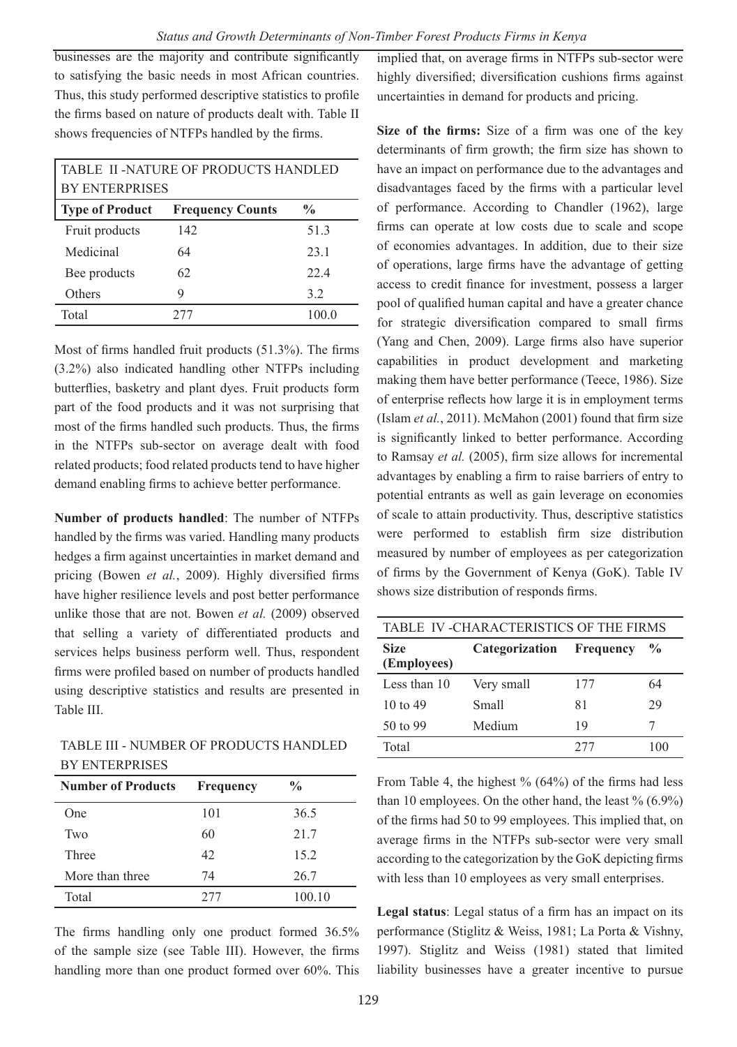businesses are the majority and contribute significantly to satisfying the basic needs in most African countries. Thus, this study performed descriptive statistics to profile the firms based on nature of products dealt with. Table II shows frequencies of NTFPs handled by the firms.

TABLE II -NATURE OF PRODUCTS HANDLED BY ENTERPRISES

| Type of Product | Frequency Counts | % |
|---|---|---|
| Fruit products | 142 | 51.3 |
| Medicinal | 64 | 23.1 |
| Bee products | 62 | 22.4 |
| Others | 9 | 3.2 |
| Total | 277 | 100.0 |

Most of firms handled fruit products (51.3%). The firms (3.2%) also indicated handling other NTFPs including butterflies, basketry and plant dyes. Fruit products form part of the food products and it was not surprising that most of the firms handled such products. Thus, the firms in the NTFPs sub-sector on average dealt with food related products; food related products tend to have higher demand enabling firms to achieve better performance.

**Number of products handled**: The number of NTFPs handled by the firms was varied. Handling many products hedges a firm against uncertainties in market demand and pricing (Bowen *et al.*, 2009). Highly diversified firms have higher resilience levels and post better performance unlike those that are not. Bowen *et al.* (2009) observed that selling a variety of differentiated products and services helps business perform well. Thus, respondent firms were profiled based on number of products handled using descriptive statistics and results are presented in Table III.

TABLE III - NUMBER OF PRODUCTS HANDLED BY ENTERPRISES

| Number of Products | Frequency | % |
|---|---|---|
| One | 101 | 36.5 |
| Two | 60 | 21.7 |
| Three | 42 | 15.2 |
| More than three | 74 | 26.7 |
| Total | 277 | 100.10 |

The firms handling only one product formed 36.5% of the sample size (see Table III). However, the firms handling more than one product formed over 60%. This implied that, on average firms in NTFPs sub-sector were highly diversified; diversification cushions firms against uncertainties in demand for products and pricing.

**Size of the firms:** Size of a firm was one of the key determinants of firm growth; the firm size has shown to have an impact on performance due to the advantages and disadvantages faced by the firms with a particular level of performance. According to Chandler (1962), large firms can operate at low costs due to scale and scope of economies advantages. In addition, due to their size of operations, large firms have the advantage of getting access to credit finance for investment, possess a larger pool of qualified human capital and have a greater chance for strategic diversification compared to small firms (Yang and Chen, 2009). Large firms also have superior capabilities in product development and marketing making them have better performance (Teece, 1986). Size of enterprise reflects how large it is in employment terms (Islam *et al.*, 2011). McMahon (2001) found that firm size is significantly linked to better performance. According to Ramsay *et al.* (2005), firm size allows for incremental advantages by enabling a firm to raise barriers of entry to potential entrants as well as gain leverage on economies of scale to attain productivity. Thus, descriptive statistics were performed to establish firm size distribution measured by number of employees as per categorization of firms by the Government of Kenya (GoK). Table IV shows size distribution of responds firms.

TABLE IV -CHARACTERISTICS OF THE FIRMS

| Size (Employees) | Categorization | Frequency | % |
|---|---|---|---|
| Less than 10 | Very small | 177 | 64 |
| 10 to 49 | Small | 81 | 29 |
| 50 to 99 | Medium | 19 | 7 |
| Total | | 277 | 100 |

From Table 4, the highest % (64%) of the firms had less than 10 employees. On the other hand, the least % (6.9%) of the firms had 50 to 99 employees. This implied that, on average firms in the NTFPs sub-sector were very small according to the categorization by the GoK depicting firms with less than 10 employees as very small enterprises.

**Legal status**: Legal status of a firm has an impact on its performance (Stiglitz & Weiss, 1981; La Porta & Vishny, 1997). Stiglitz and Weiss (1981) stated that limited liability businesses have a greater incentive to pursue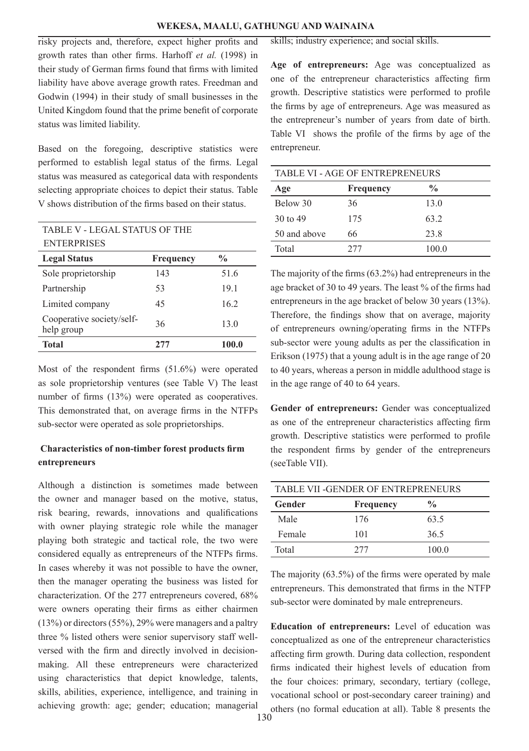risky projects and, therefore, expect higher profits and growth rates than other firms. Harhoff *et al.* (1998) in their study of German firms found that firms with limited liability have above average growth rates. Freedman and Godwin (1994) in their study of small businesses in the United Kingdom found that the prime benefit of corporate status was limited liability.

Based on the foregoing, descriptive statistics were performed to establish legal status of the firms. Legal status was measured as categorical data with respondents selecting appropriate choices to depict their status. Table V shows distribution of the firms based on their status.

TABLE V - LEGAL STATUS OF THE ENTERPRISES

| Legal Status | Frequency | % |
|---|---|---|
| Sole proprietorship | 143 | 51.6 |
| Partnership | 53 | 19.1 |
| Limited company | 45 | 16.2 |
| Cooperative society/self-help group | 36 | 13.0 |
| **Total** | **277** | **100.0** |

Most of the respondent firms (51.6%) were operated as sole proprietorship ventures (see Table V) The least number of firms (13%) were operated as cooperatives. This demonstrated that, on average firms in the NTFPs sub-sector were operated as sole proprietorships.

### Characteristics of non-timber forest products firm entrepreneurs

Although a distinction is sometimes made between the owner and manager based on the motive, status, risk bearing, rewards, innovations and qualifications with owner playing strategic role while the manager playing both strategic and tactical role, the two were considered equally as entrepreneurs of the NTFPs firms. In cases whereby it was not possible to have the owner, then the manager operating the business was listed for characterization. Of the 277 entrepreneurs covered, 68% were owners operating their firms as either chairmen (13%) or directors (55%), 29% were managers and a paltry three % listed others were senior supervisory staff well-versed with the firm and directly involved in decision-making. All these entrepreneurs were characterized using characteristics that depict knowledge, talents, skills, abilities, experience, intelligence, and training in achieving growth: age; gender; education; managerial skills; industry experience; and social skills.

**Age of entrepreneurs:** Age was conceptualized as one of the entrepreneur characteristics affecting firm growth. Descriptive statistics were performed to profile the firms by age of entrepreneurs. Age was measured as the entrepreneur's number of years from date of birth. Table VI shows the profile of the firms by age of the entrepreneur.

TABLE VI - AGE OF ENTREPRENEURS

| Age | Frequency | % |
|---|---|---|
| Below 30 | 36 | 13.0 |
| 30 to 49 | 175 | 63.2 |
| 50 and above | 66 | 23.8 |
| Total | 277 | 100.0 |

The majority of the firms (63.2%) had entrepreneurs in the age bracket of 30 to 49 years. The least % of the firms had entrepreneurs in the age bracket of below 30 years (13%). Therefore, the findings show that on average, majority of entrepreneurs owning/operating firms in the NTFPs sub-sector were young adults as per the classification in Erikson (1975) that a young adult is in the age range of 20 to 40 years, whereas a person in middle adulthood stage is in the age range of 40 to 64 years.

**Gender of entrepreneurs:** Gender was conceptualized as one of the entrepreneur characteristics affecting firm growth. Descriptive statistics were performed to profile the respondent firms by gender of the entrepreneurs (seeTable VII).

TABLE VII -GENDER OF ENTREPRENEURS

| Gender | Frequency | % |
|---|---|---|
| Male | 176 | 63.5 |
| Female | 101 | 36.5 |
| Total | 277 | 100.0 |

The majority (63.5%) of the firms were operated by male entrepreneurs. This demonstrated that firms in the NTFP sub-sector were dominated by male entrepreneurs.

**Education of entrepreneurs:** Level of education was conceptualized as one of the entrepreneur characteristics affecting firm growth. During data collection, respondent firms indicated their highest levels of education from the four choices: primary, secondary, tertiary (college, vocational school or post-secondary career training) and others (no formal education at all). Table 8 presents the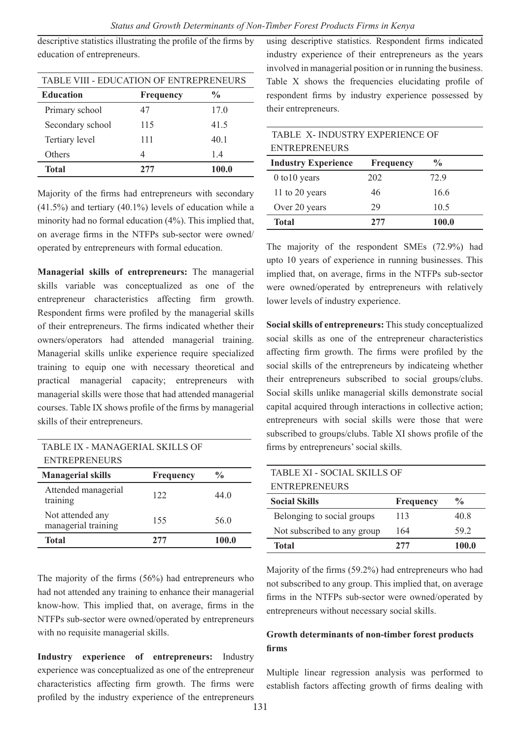descriptive statistics illustrating the profile of the firms by education of entrepreneurs.

TABLE VIII - EDUCATION OF ENTREPRENEURS

| Education | Frequency | % |
|---|---|---|
| Primary school | 47 | 17.0 |
| Secondary school | 115 | 41.5 |
| Tertiary level | 111 | 40.1 |
| Others | 4 | 1.4 |
| **Total** | **277** | **100.0** |

Majority of the firms had entrepreneurs with secondary (41.5%) and tertiary (40.1%) levels of education while a minority had no formal education (4%). This implied that, on average firms in the NTFPs sub-sector were owned/operated by entrepreneurs with formal education.

**Managerial skills of entrepreneurs:** The managerial skills variable was conceptualized as one of the entrepreneur characteristics affecting firm growth. Respondent firms were profiled by the managerial skills of their entrepreneurs. The firms indicated whether their owners/operators had attended managerial training. Managerial skills unlike experience require specialized training to equip one with necessary theoretical and practical managerial capacity; entrepreneurs with managerial skills were those that had attended managerial courses. Table IX shows profile of the firms by managerial skills of their entrepreneurs.

TABLE IX - MANAGERIAL SKILLS OF ENTREPRENEURS

| Managerial skills | Frequency | % |
|---|---|---|
| Attended managerial training | 122 | 44.0 |
| Not attended any managerial training | 155 | 56.0 |
| **Total** | **277** | **100.0** |

The majority of the firms (56%) had entrepreneurs who had not attended any training to enhance their managerial know-how. This implied that, on average, firms in the NTFPs sub-sector were owned/operated by entrepreneurs with no requisite managerial skills.

**Industry experience of entrepreneurs:** Industry experience was conceptualized as one of the entrepreneur characteristics affecting firm growth. The firms were profiled by the industry experience of the entrepreneurs using descriptive statistics. Respondent firms indicated industry experience of their entrepreneurs as the years involved in managerial position or in running the business. Table X shows the frequencies elucidating profile of respondent firms by industry experience possessed by their entrepreneurs.

TABLE X- INDUSTRY EXPERIENCE OF ENTREPRENEURS

| Industry Experience | Frequency | % |
|---|---|---|
| 0 to10 years | 202 | 72.9 |
| 11 to 20 years | 46 | 16.6 |
| Over 20 years | 29 | 10.5 |
| **Total** | **277** | **100.0** |

The majority of the respondent SMEs (72.9%) had upto 10 years of experience in running businesses. This implied that, on average, firms in the NTFPs sub-sector were owned/operated by entrepreneurs with relatively lower levels of industry experience.

**Social skills of entrepreneurs:** This study conceptualized social skills as one of the entrepreneur characteristics affecting firm growth. The firms were profiled by the social skills of the entrepreneurs by indicateing whether their entrepreneurs subscribed to social groups/clubs. Social skills unlike managerial skills demonstrate social capital acquired through interactions in collective action; entrepreneurs with social skills were those that were subscribed to groups/clubs. Table XI shows profile of the firms by entrepreneurs' social skills.

TABLE XI - SOCIAL SKILLS OF ENTREPRENEURS

| Social Skills | Frequency | % |
|---|---|---|
| Belonging to social groups | 113 | 40.8 |
| Not subscribed to any group | 164 | 59.2 |
| **Total** | **277** | **100.0** |

Majority of the firms (59.2%) had entrepreneurs who had not subscribed to any group. This implied that, on average firms in the NTFPs sub-sector were owned/operated by entrepreneurs without necessary social skills.

### Growth determinants of non-timber forest products firms

Multiple linear regression analysis was performed to establish factors affecting growth of firms dealing with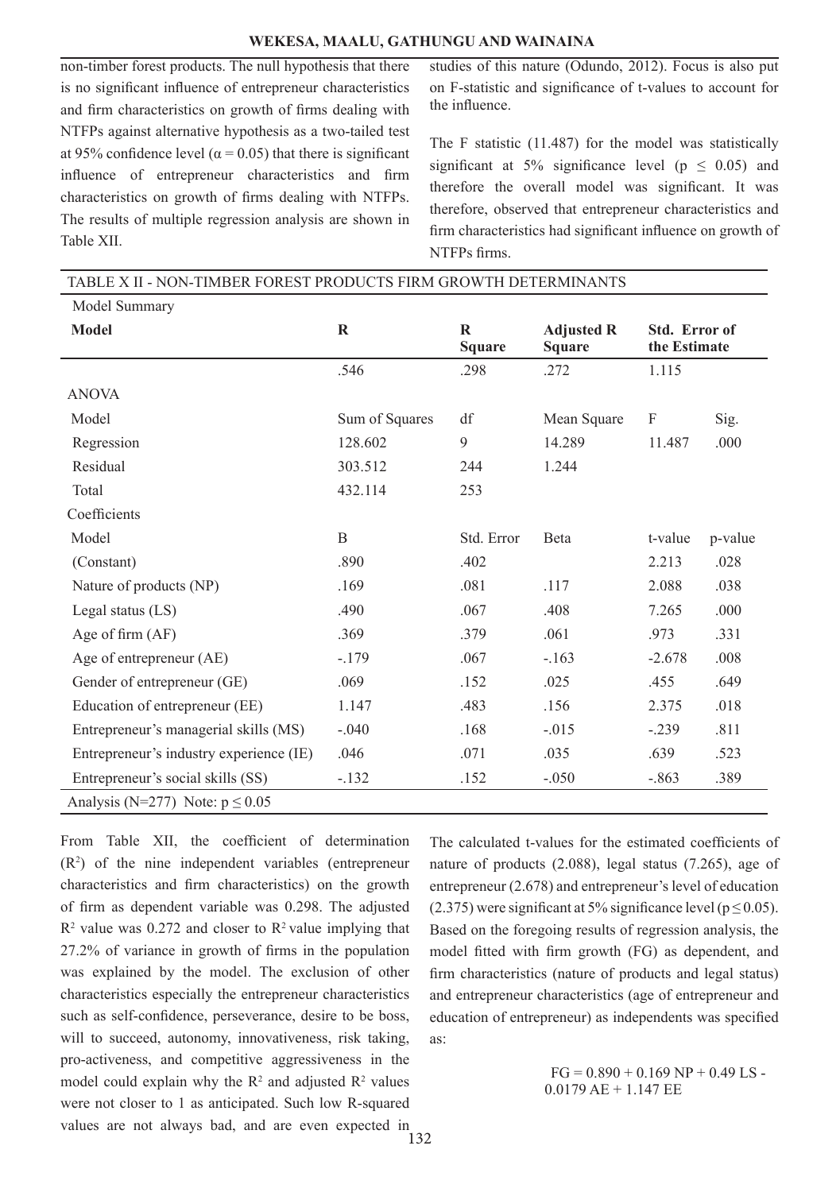non-timber forest products. The null hypothesis that there is no significant influence of entrepreneur characteristics and firm characteristics on growth of firms dealing with NTFPs against alternative hypothesis as a two-tailed test at 95% confidence level ($\alpha = 0.05$) that there is significant influence of entrepreneur characteristics and firm characteristics on growth of firms dealing with NTFPs. The results of multiple regression analysis are shown in Table XII.

studies of this nature (Odundo, 2012). Focus is also put on F-statistic and significance of t-values to account for the influence.

The F statistic (11.487) for the model was statistically significant at 5% significance level ($p \leq 0.05$) and therefore the overall model was significant. It was therefore, observed that entrepreneur characteristics and firm characteristics had significant influence on growth of NTFPs firms.

TABLE X II - NON-TIMBER FOREST PRODUCTS FIRM GROWTH DETERMINANTS

| Model Summary | | | | | |
|---|---|---|---|---|---|
| **Model** | **R** | **R Square** | **Adjusted R Square** | **Std. Error of the Estimate** | |
| | .546 | .298 | .272 | 1.115 | |
| ANOVA | | | | | |
| Model | Sum of Squares | df | Mean Square | F | Sig. |
| Regression | 128.602 | 9 | 14.289 | 11.487 | .000 |
| Residual | 303.512 | 244 | 1.244 | | |
| Total | 432.114 | 253 | | | |
| Coefficients | | | | | |
| Model | B | Std. Error | Beta | t-value | p-value |
| (Constant) | .890 | .402 | | 2.213 | .028 |
| Nature of products (NP) | .169 | .081 | .117 | 2.088 | .038 |
| Legal status (LS) | .490 | .067 | .408 | 7.265 | .000 |
| Age of firm (AF) | .369 | .379 | .061 | .973 | .331 |
| Age of entrepreneur (AE) | -.179 | .067 | -.163 | -2.678 | .008 |
| Gender of entrepreneur (GE) | .069 | .152 | .025 | .455 | .649 |
| Education of entrepreneur (EE) | 1.147 | .483 | .156 | 2.375 | .018 |
| Entrepreneur's managerial skills (MS) | -.040 | .168 | -.015 | -.239 | .811 |
| Entrepreneur's industry experience (IE) | .046 | .071 | .035 | .639 | .523 |
| Entrepreneur's social skills (SS) | -.132 | .152 | -.050 | -.863 | .389 |

Analysis (N=277) Note: $p \leq 0.05$

From Table XII, the coefficient of determination ($R^2$) of the nine independent variables (entrepreneur characteristics and firm characteristics) on the growth of firm as dependent variable was 0.298. The adjusted $R^2$ value was 0.272 and closer to $R^2$ value implying that 27.2% of variance in growth of firms in the population was explained by the model. The exclusion of other characteristics especially the entrepreneur characteristics such as self-confidence, perseverance, desire to be boss, will to succeed, autonomy, innovativeness, risk taking, pro-activeness, and competitive aggressiveness in the model could explain why the $R^2$ and adjusted $R^2$ values were not closer to 1 as anticipated. Such low R-squared values are not always bad, and are even expected in

The calculated t-values for the estimated coefficients of nature of products (2.088), legal status (7.265), age of entrepreneur (2.678) and entrepreneur's level of education (2.375) were significant at 5% significance level ($p \leq 0.05$). Based on the foregoing results of regression analysis, the model fitted with firm growth (FG) as dependent, and firm characteristics (nature of products and legal status) and entrepreneur characteristics (age of entrepreneur and education of entrepreneur) as independents was specified as:

$$FG = 0.890 + 0.169\ NP + 0.49\ LS - 0.0179\ AE + 1.147\ EE$$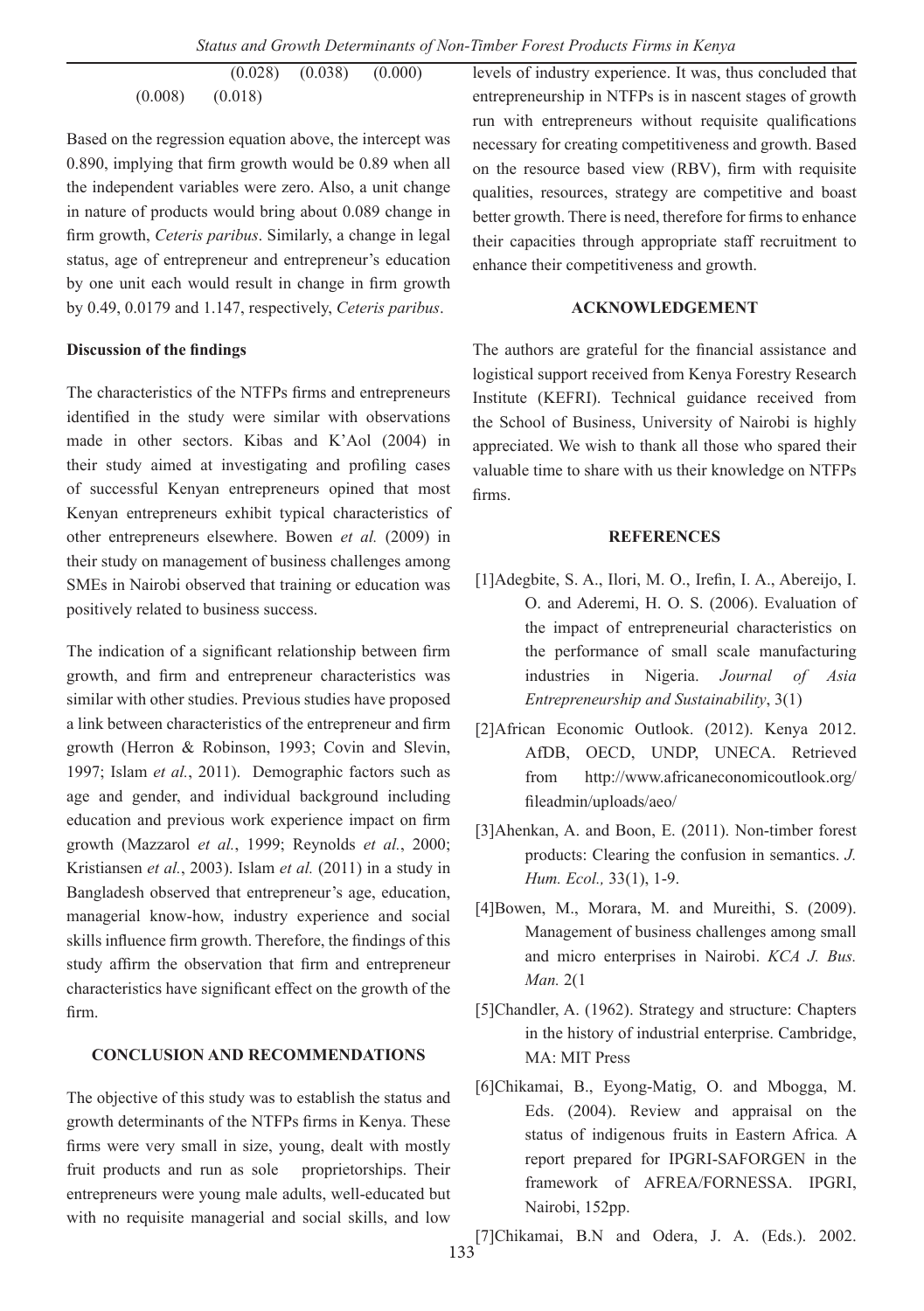(0.028) (0.038) (0.000)
(0.008) (0.018)

Based on the regression equation above, the intercept was 0.890, implying that firm growth would be 0.89 when all the independent variables were zero. Also, a unit change in nature of products would bring about 0.089 change in firm growth, *Ceteris paribus*. Similarly, a change in legal status, age of entrepreneur and entrepreneur's education by one unit each would result in change in firm growth by 0.49, 0.0179 and 1.147, respectively, *Ceteris paribus*.

**Discussion of the findings**

The characteristics of the NTFPs firms and entrepreneurs identified in the study were similar with observations made in other sectors. Kibas and K'Aol (2004) in their study aimed at investigating and profiling cases of successful Kenyan entrepreneurs opined that most Kenyan entrepreneurs exhibit typical characteristics of other entrepreneurs elsewhere. Bowen *et al.* (2009) in their study on management of business challenges among SMEs in Nairobi observed that training or education was positively related to business success.

The indication of a significant relationship between firm growth, and firm and entrepreneur characteristics was similar with other studies. Previous studies have proposed a link between characteristics of the entrepreneur and firm growth (Herron & Robinson, 1993; Covin and Slevin, 1997; Islam *et al.*, 2011). Demographic factors such as age and gender, and individual background including education and previous work experience impact on firm growth (Mazzarol *et al.*, 1999; Reynolds *et al.*, 2000; Kristiansen *et al.*, 2003). Islam *et al.* (2011) in a study in Bangladesh observed that entrepreneur's age, education, managerial know-how, industry experience and social skills influence firm growth. Therefore, the findings of this study affirm the observation that firm and entrepreneur characteristics have significant effect on the growth of the firm.

## CONCLUSION AND RECOMMENDATIONS

The objective of this study was to establish the status and growth determinants of the NTFPs firms in Kenya. These firms were very small in size, young, dealt with mostly fruit products and run as sole proprietorships. Their entrepreneurs were young male adults, well-educated but with no requisite managerial and social skills, and low levels of industry experience. It was, thus concluded that entrepreneurship in NTFPs is in nascent stages of growth run with entrepreneurs without requisite qualifications necessary for creating competitiveness and growth. Based on the resource based view (RBV), firm with requisite qualities, resources, strategy are competitive and boast better growth. There is need, therefore for firms to enhance their capacities through appropriate staff recruitment to enhance their competitiveness and growth.

## ACKNOWLEDGEMENT

The authors are grateful for the financial assistance and logistical support received from Kenya Forestry Research Institute (KEFRI). Technical guidance received from the School of Business, University of Nairobi is highly appreciated. We wish to thank all those who spared their valuable time to share with us their knowledge on NTFPs firms.

## REFERENCES

[1] Adegbite, S. A., Ilori, M. O., Irefin, I. A., Abereijo, I. O. and Aderemi, H. O. S. (2006). Evaluation of the impact of entrepreneurial characteristics on the performance of small scale manufacturing industries in Nigeria. *Journal of Asia Entrepreneurship and Sustainability*, 3(1)

[2] African Economic Outlook. (2012). Kenya 2012. AfDB, OECD, UNDP, UNECA. Retrieved from http://www.africaneconomicoutlook.org/fileadmin/uploads/aeo/

[3] Ahenkan, A. and Boon, E. (2011). Non-timber forest products: Clearing the confusion in semantics. *J. Hum. Ecol.,* 33(1), 1-9.

[4] Bowen, M., Morara, M. and Mureithi, S. (2009). Management of business challenges among small and micro enterprises in Nairobi. *KCA J. Bus. Man.* 2(1

[5] Chandler, A. (1962). Strategy and structure: Chapters in the history of industrial enterprise. Cambridge, MA: MIT Press

[6] Chikamai, B., Eyong-Matig, O. and Mbogga, M. Eds. (2004). Review and appraisal on the status of indigenous fruits in Eastern Africa*.* A report prepared for IPGRI-SAFORGEN in the framework of AFREA/FORNESSA. IPGRI, Nairobi, 152pp.

[7] Chikamai, B.N and Odera, J. A. (Eds.). 2002.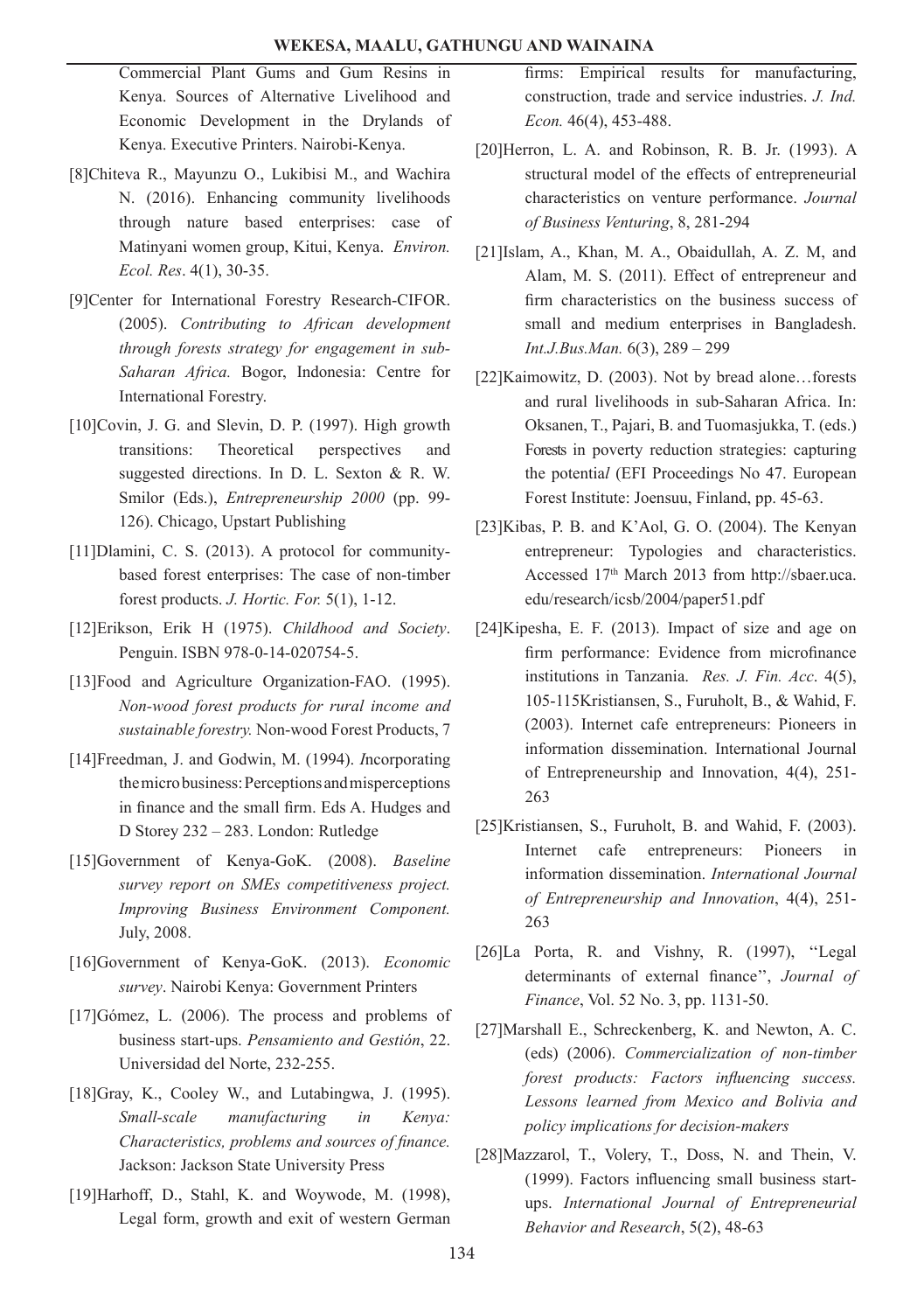Commercial Plant Gums and Gum Resins in Kenya. Sources of Alternative Livelihood and Economic Development in the Drylands of Kenya. Executive Printers. Nairobi-Kenya.

[8]Chiteva R., Mayunzu O., Lukibisi M., and Wachira N. (2016). Enhancing community livelihoods through nature based enterprises: case of Matinyani women group, Kitui, Kenya. *Environ. Ecol. Res*. 4(1), 30-35.

[9]Center for International Forestry Research-CIFOR. (2005). *Contributing to African development through forests strategy for engagement in sub-Saharan Africa.* Bogor, Indonesia: Centre for International Forestry.

[10]Covin, J. G. and Slevin, D. P. (1997). High growth transitions: Theoretical perspectives and suggested directions. In D. L. Sexton & R. W. Smilor (Eds.), *Entrepreneurship 2000* (pp. 99-126). Chicago, Upstart Publishing

[11]Dlamini, C. S. (2013). A protocol for community-based forest enterprises: The case of non-timber forest products. *J. Hortic. For.* 5(1), 1-12.

[12]Erikson, Erik H (1975). *Childhood and Society*. Penguin. ISBN 978-0-14-020754-5.

[13]Food and Agriculture Organization-FAO. (1995). *Non-wood forest products for rural income and sustainable forestry.* Non-wood Forest Products, 7

[14]Freedman, J. and Godwin, M. (1994). *I*ncorporating the micro business: Perceptions and misperceptions in finance and the small firm. Eds A. Hudges and D Storey 232 – 283. London: Rutledge

[15]Government of Kenya-GoK. (2008). *Baseline survey report on SMEs competitiveness project. Improving Business Environment Component.* July, 2008.

[16]Government of Kenya-GoK. (2013). *Economic survey*. Nairobi Kenya: Government Printers

[17]Gómez, L. (2006). The process and problems of business start-ups. *Pensamiento and Gestión*, 22. Universidad del Norte, 232-255.

[18]Gray, K., Cooley W., and Lutabingwa, J. (1995). *Small-scale manufacturing in Kenya: Characteristics, problems and sources of finance.* Jackson: Jackson State University Press

[19]Harhoff, D., Stahl, K. and Woywode, M. (1998), Legal form, growth and exit of western German firms: Empirical results for manufacturing, construction, trade and service industries. *J. Ind. Econ.* 46(4), 453-488.

[20]Herron, L. A. and Robinson, R. B. Jr. (1993). A structural model of the effects of entrepreneurial characteristics on venture performance. *Journal of Business Venturing*, 8, 281-294

[21]Islam, A., Khan, M. A., Obaidullah, A. Z. M, and Alam, M. S. (2011). Effect of entrepreneur and firm characteristics on the business success of small and medium enterprises in Bangladesh. *Int.J.Bus.Man.* 6(3), 289 – 299

[22]Kaimowitz, D. (2003). Not by bread alone…forests and rural livelihoods in sub-Saharan Africa. In: Oksanen, T., Pajari, B. and Tuomasjukka, T. (eds.) Forests in poverty reduction strategies: capturing the potentia*l* (EFI Proceedings No 47. European Forest Institute: Joensuu, Finland, pp. 45-63.

[23]Kibas, P. B. and K'Aol, G. O. (2004). The Kenyan entrepreneur: Typologies and characteristics. Accessed 17th March 2013 from http://sbaer.uca.edu/research/icsb/2004/paper51.pdf

[24]Kipesha, E. F. (2013). Impact of size and age on firm performance: Evidence from microfinance institutions in Tanzania. *Res. J. Fin. Acc*. 4(5), 105-115Kristiansen, S., Furuholt, B., & Wahid, F. (2003). Internet cafe entrepreneurs: Pioneers in information dissemination. International Journal of Entrepreneurship and Innovation, 4(4), 251-263

[25]Kristiansen, S., Furuholt, B. and Wahid, F. (2003). Internet cafe entrepreneurs: Pioneers in information dissemination. *International Journal of Entrepreneurship and Innovation*, 4(4), 251-263

[26]La Porta, R. and Vishny, R. (1997), ''Legal determinants of external finance'', *Journal of Finance*, Vol. 52 No. 3, pp. 1131-50.

[27]Marshall E., Schreckenberg, K. and Newton, A. C. (eds) (2006). *Commercialization of non-timber forest products: Factors influencing success. Lessons learned from Mexico and Bolivia and policy implications for decision-makers*

[28]Mazzarol, T., Volery, T., Doss, N. and Thein, V. (1999). Factors influencing small business start-ups. *International Journal of Entrepreneurial Behavior and Research*, 5(2), 48-63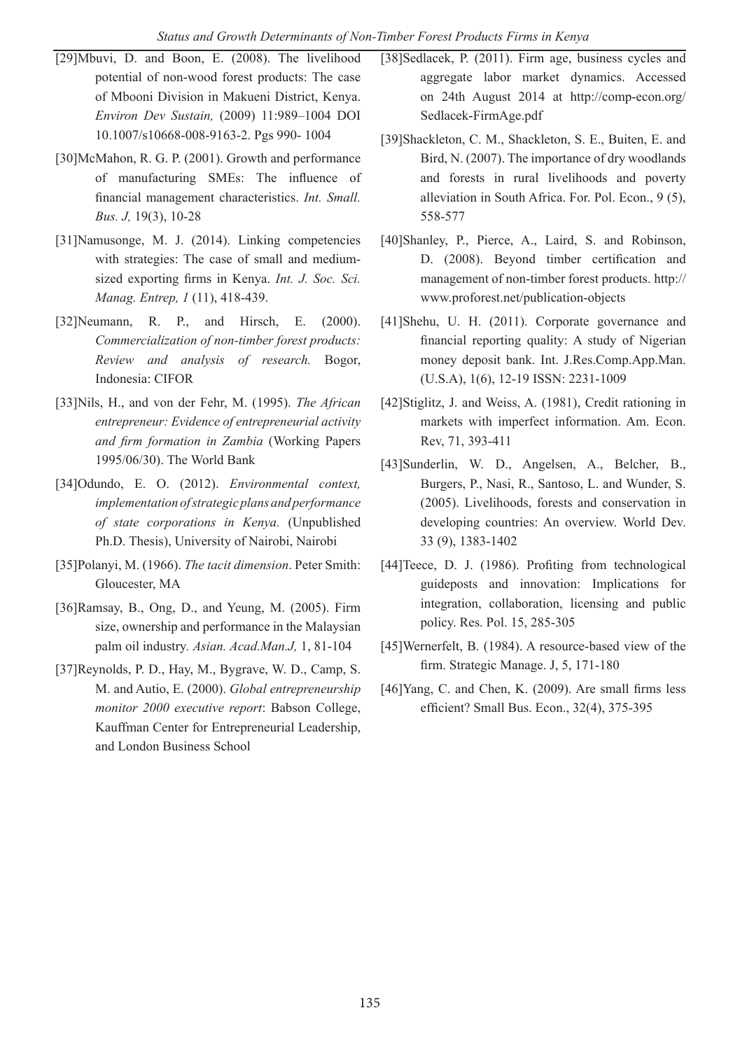[29]Mbuvi, D. and Boon, E. (2008). The livelihood potential of non-wood forest products: The case of Mbooni Division in Makueni District, Kenya. *Environ Dev Sustain,* (2009) 11:989–1004 DOI 10.1007/s10668-008-9163-2. Pgs 990- 1004

[30]McMahon, R. G. P. (2001). Growth and performance of manufacturing SMEs: The influence of financial management characteristics. *Int. Small. Bus. J,* 19(3), 10-28

[31]Namusonge, M. J. (2014). Linking competencies with strategies: The case of small and medium-sized exporting firms in Kenya. *Int. J. Soc. Sci. Manag. Entrep, 1* (11), 418-439.

[32]Neumann, R. P., and Hirsch, E. (2000). *Commercialization of non-timber forest products: Review and analysis of research.* Bogor, Indonesia: CIFOR

[33]Nils, H., and von der Fehr, M. (1995). *The African entrepreneur: Evidence of entrepreneurial activity and firm formation in Zambia* (Working Papers 1995/06/30). The World Bank

[34]Odundo, E. O. (2012). *Environmental context, implementation of strategic plans and performance of state corporations in Kenya.* (Unpublished Ph.D. Thesis), University of Nairobi, Nairobi

[35]Polanyi, M. (1966). *The tacit dimension*. Peter Smith: Gloucester, MA

[36]Ramsay, B., Ong, D., and Yeung, M. (2005). Firm size, ownership and performance in the Malaysian palm oil industry. *Asian. Acad.Man.J,* 1, 81-104

[37]Reynolds, P. D., Hay, M., Bygrave, W. D., Camp, S. M. and Autio, E. (2000). *Global entrepreneurship monitor 2000 executive report*: Babson College, Kauffman Center for Entrepreneurial Leadership, and London Business School

[38]Sedlacek, P. (2011). Firm age, business cycles and aggregate labor market dynamics. Accessed on 24th August 2014 at http://comp-econ.org/Sedlacek-FirmAge.pdf

[39]Shackleton, C. M., Shackleton, S. E., Buiten, E. and Bird, N. (2007). The importance of dry woodlands and forests in rural livelihoods and poverty alleviation in South Africa. For. Pol. Econ., 9 (5), 558-577

[40]Shanley, P., Pierce, A., Laird, S. and Robinson, D. (2008). Beyond timber certification and management of non-timber forest products. http://www.proforest.net/publication-objects

[41]Shehu, U. H. (2011). Corporate governance and financial reporting quality: A study of Nigerian money deposit bank. Int. J.Res.Comp.App.Man. (U.S.A), 1(6), 12-19 ISSN: 2231-1009

[42]Stiglitz, J. and Weiss, A. (1981), Credit rationing in markets with imperfect information. Am. Econ. Rev, 71, 393-411

[43]Sunderlin, W. D., Angelsen, A., Belcher, B., Burgers, P., Nasi, R., Santoso, L. and Wunder, S. (2005). Livelihoods, forests and conservation in developing countries: An overview. World Dev. 33 (9), 1383-1402

[44]Teece, D. J. (1986). Profiting from technological guideposts and innovation: Implications for integration, collaboration, licensing and public policy. Res. Pol. 15, 285-305

[45]Wernerfelt, B. (1984). A resource-based view of the firm. Strategic Manage. J, 5, 171-180

[46]Yang, C. and Chen, K. (2009). Are small firms less efficient? Small Bus. Econ., 32(4), 375-395